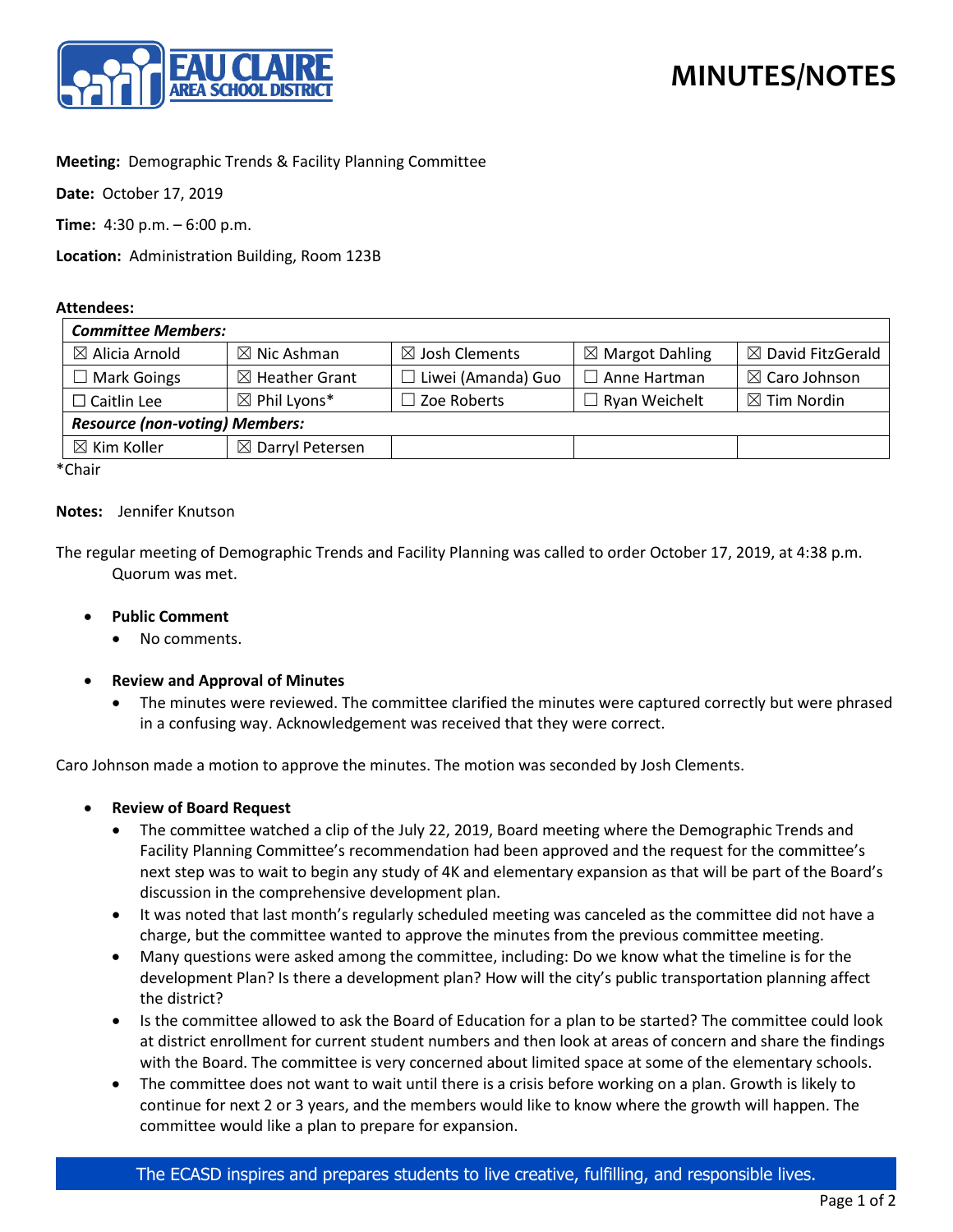# MINUTES/NOTES

**Meeting:** Demographic Trends & Facility Planning Committee

**Date:** October 17, 2019

**Time:** 4:30 p.m. – 6:00 p.m.

**Location:** Administration Building, Room 123B

**Attendees:**

| *Committee Members:* | | | | |
|---|---|---|---|---|
| ☒ Alicia Arnold | ☒ Nic Ashman | ☒ Josh Clements | ☒ Margot Dahling | ☒ David FitzGerald |
| ☐ Mark Goings | ☒ Heather Grant | ☐ Liwei (Amanda) Guo | ☐ Anne Hartman | ☒ Caro Johnson |
| ☐ Caitlin Lee | ☒ Phil Lyons* | ☐ Zoe Roberts | ☐ Ryan Weichelt | ☒ Tim Nordin |
| ***Resource (non-voting) Members:*** | | | | |
| ☒ Kim Koller | ☒ Darryl Petersen | | | |

*Chair

**Notes:** Jennifer Knutson

The regular meeting of Demographic Trends and Facility Planning was called to order October 17, 2019, at 4:38 p.m. Quorum was met.

- **Public Comment**
  - No comments.

- **Review and Approval of Minutes**
  - The minutes were reviewed. The committee clarified the minutes were captured correctly but were phrased in a confusing way. Acknowledgement was received that they were correct.

Caro Johnson made a motion to approve the minutes. The motion was seconded by Josh Clements.

- **Review of Board Request**
  - The committee watched a clip of the July 22, 2019, Board meeting where the Demographic Trends and Facility Planning Committee's recommendation had been approved and the request for the committee's next step was to wait to begin any study of 4K and elementary expansion as that will be part of the Board's discussion in the comprehensive development plan.
  - It was noted that last month's regularly scheduled meeting was canceled as the committee did not have a charge, but the committee wanted to approve the minutes from the previous committee meeting.
  - Many questions were asked among the committee, including: Do we know what the timeline is for the development Plan? Is there a development plan? How will the city's public transportation planning affect the district?
  - Is the committee allowed to ask the Board of Education for a plan to be started? The committee could look at district enrollment for current student numbers and then look at areas of concern and share the findings with the Board. The committee is very concerned about limited space at some of the elementary schools.
  - The committee does not want to wait until there is a crisis before working on a plan. Growth is likely to continue for next 2 or 3 years, and the members would like to know where the growth will happen. The committee would like a plan to prepare for expansion.

The ECASD inspires and prepares students to live creative, fulfilling, and responsible lives.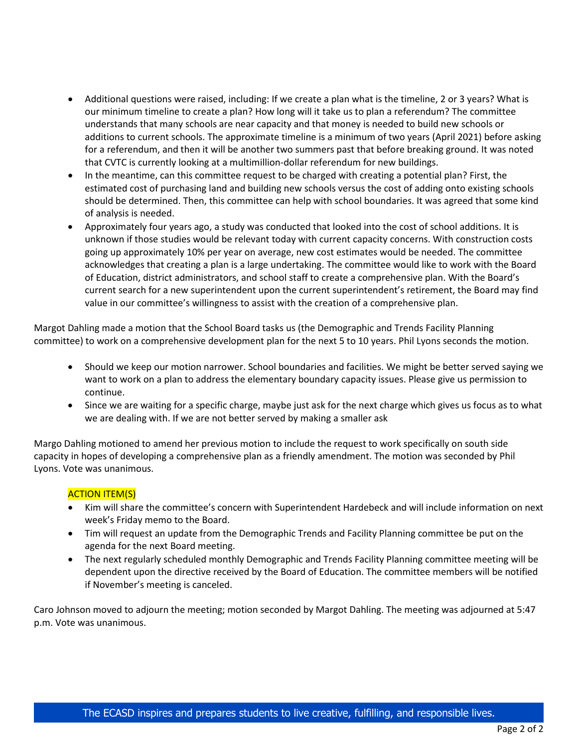- Additional questions were raised, including: If we create a plan what is the timeline, 2 or 3 years? What is our minimum timeline to create a plan? How long will it take us to plan a referendum? The committee understands that many schools are near capacity and that money is needed to build new schools or additions to current schools. The approximate timeline is a minimum of two years (April 2021) before asking for a referendum, and then it will be another two summers past that before breaking ground. It was noted that CVTC is currently looking at a multimillion-dollar referendum for new buildings.
- In the meantime, can this committee request to be charged with creating a potential plan? First, the estimated cost of purchasing land and building new schools versus the cost of adding onto existing schools should be determined. Then, this committee can help with school boundaries. It was agreed that some kind of analysis is needed.
- Approximately four years ago, a study was conducted that looked into the cost of school additions. It is unknown if those studies would be relevant today with current capacity concerns. With construction costs going up approximately 10% per year on average, new cost estimates would be needed. The committee acknowledges that creating a plan is a large undertaking. The committee would like to work with the Board of Education, district administrators, and school staff to create a comprehensive plan. With the Board's current search for a new superintendent upon the current superintendent's retirement, the Board may find value in our committee's willingness to assist with the creation of a comprehensive plan.

Margot Dahling made a motion that the School Board tasks us (the Demographic and Trends Facility Planning committee) to work on a comprehensive development plan for the next 5 to 10 years. Phil Lyons seconds the motion.

- Should we keep our motion narrower. School boundaries and facilities. We might be better served saying we want to work on a plan to address the elementary boundary capacity issues. Please give us permission to continue.
- Since we are waiting for a specific charge, maybe just ask for the next charge which gives us focus as to what we are dealing with. If we are not better served by making a smaller ask

Margo Dahling motioned to amend her previous motion to include the request to work specifically on south side capacity in hopes of developing a comprehensive plan as a friendly amendment. The motion was seconded by Phil Lyons. Vote was unanimous.

ACTION ITEM(S)

- Kim will share the committee's concern with Superintendent Hardebeck and will include information on next week's Friday memo to the Board.
- Tim will request an update from the Demographic Trends and Facility Planning committee be put on the agenda for the next Board meeting.
- The next regularly scheduled monthly Demographic and Trends Facility Planning committee meeting will be dependent upon the directive received by the Board of Education. The committee members will be notified if November's meeting is canceled.

Caro Johnson moved to adjourn the meeting; motion seconded by Margot Dahling. The meeting was adjourned at 5:47 p.m. Vote was unanimous.